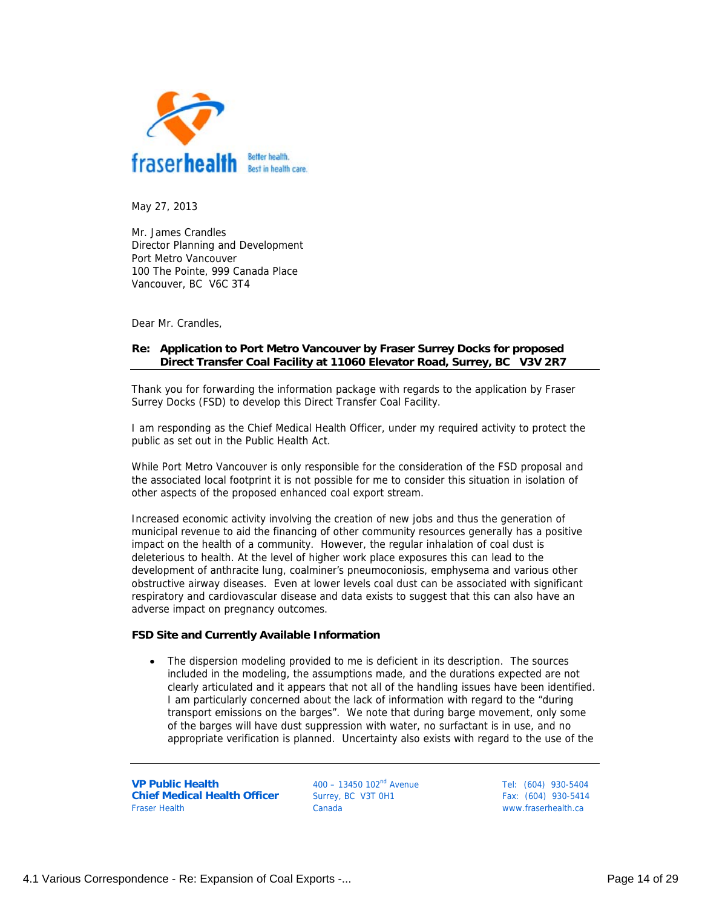fraserhealth Better health. Best in health care.

May 27, 2013

Mr. James Crandles
Director Planning and Development
Port Metro Vancouver
100 The Pointe, 999 Canada Place
Vancouver, BC V6C 3T4

Dear Mr. Crandles,

**Re: Application to Port Metro Vancouver by Fraser Surrey Docks for proposed Direct Transfer Coal Facility at 11060 Elevator Road, Surrey, BC V3V 2R7**

Thank you for forwarding the information package with regards to the application by Fraser Surrey Docks (FSD) to develop this Direct Transfer Coal Facility.

I am responding as the Chief Medical Health Officer, under my required activity to protect the public as set out in the Public Health Act.

While Port Metro Vancouver is only responsible for the consideration of the FSD proposal and the associated local footprint it is not possible for me to consider this situation in isolation of other aspects of the proposed enhanced coal export stream.

Increased economic activity involving the creation of new jobs and thus the generation of municipal revenue to aid the financing of other community resources generally has a positive impact on the health of a community. However, the regular inhalation of coal dust is deleterious to health. At the level of higher work place exposures this can lead to the development of anthracite lung, coalminer's pneumoconiosis, emphysema and various other obstructive airway diseases. Even at lower levels coal dust can be associated with significant respiratory and cardiovascular disease and data exists to suggest that this can also have an adverse impact on pregnancy outcomes.

**FSD Site and Currently Available Information**

- The dispersion modeling provided to me is deficient in its description. The sources included in the modeling, the assumptions made, and the durations expected are not clearly articulated and it appears that not all of the handling issues have been identified. I am particularly concerned about the lack of information with regard to the "during transport emissions on the barges". We note that during barge movement, only some of the barges will have dust suppression with water, no surfactant is in use, and no appropriate verification is planned. Uncertainty also exists with regard to the use of the

**VP Public Health**
**Chief Medical Health Officer**
Fraser Health

400 – 13450 102nd Avenue
Surrey, BC V3T 0H1
Canada

Tel: (604) 930-5404
Fax: (604) 930-5414
www.fraserhealth.ca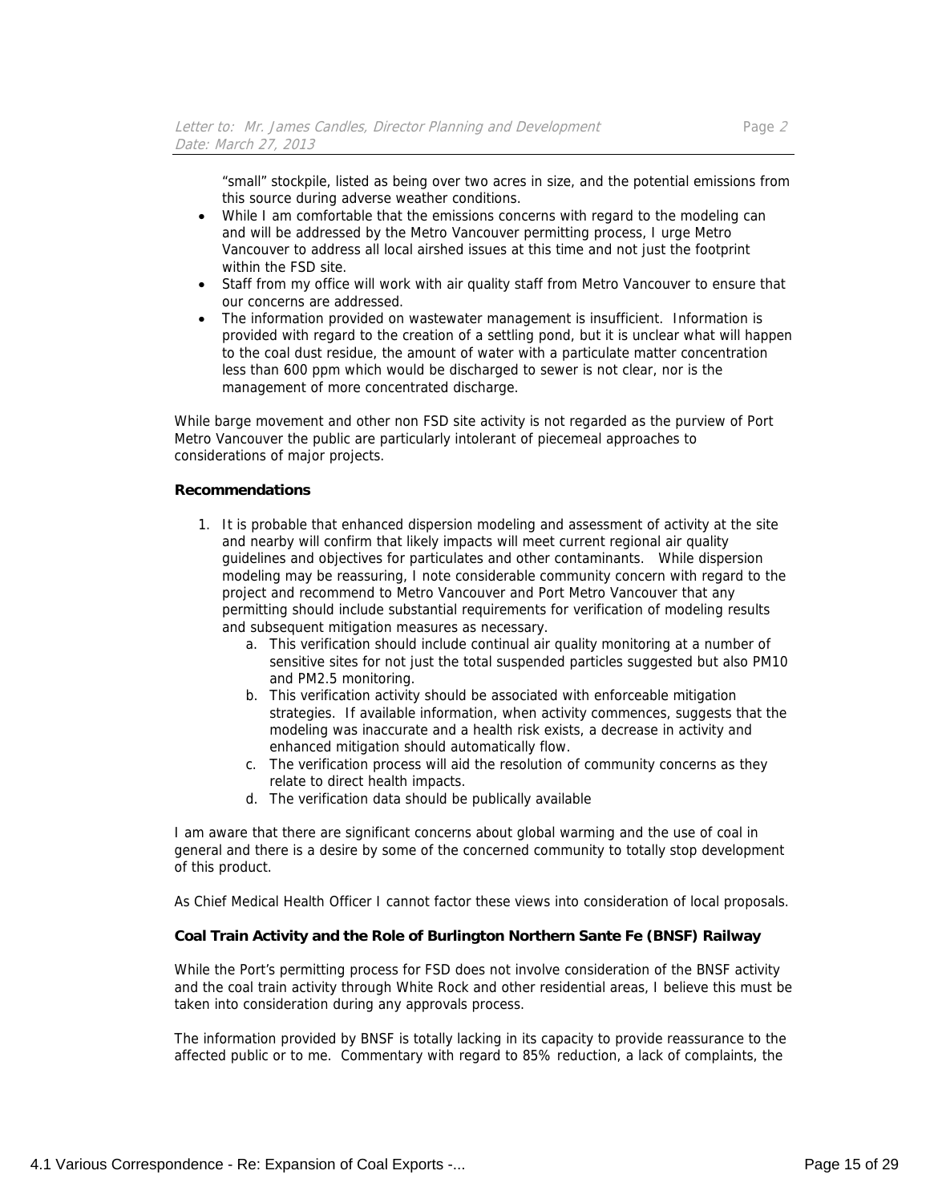"small" stockpile, listed as being over two acres in size, and the potential emissions from this source during adverse weather conditions.

- While I am comfortable that the emissions concerns with regard to the modeling can and will be addressed by the Metro Vancouver permitting process, I urge Metro Vancouver to address all local airshed issues at this time and not just the footprint within the FSD site.
- Staff from my office will work with air quality staff from Metro Vancouver to ensure that our concerns are addressed.
- The information provided on wastewater management is insufficient. Information is provided with regard to the creation of a settling pond, but it is unclear what will happen to the coal dust residue, the amount of water with a particulate matter concentration less than 600 ppm which would be discharged to sewer is not clear, nor is the management of more concentrated discharge.

While barge movement and other non FSD site activity is not regarded as the purview of Port Metro Vancouver the public are particularly intolerant of piecemeal approaches to considerations of major projects.

**Recommendations**

1. It is probable that enhanced dispersion modeling and assessment of activity at the site and nearby will confirm that likely impacts will meet current regional air quality guidelines and objectives for particulates and other contaminants. While dispersion modeling may be reassuring, I note considerable community concern with regard to the project and recommend to Metro Vancouver and Port Metro Vancouver that any permitting should include substantial requirements for verification of modeling results and subsequent mitigation measures as necessary.
    a. This verification should include continual air quality monitoring at a number of sensitive sites for not just the total suspended particles suggested but also PM10 and PM2.5 monitoring.
    b. This verification activity should be associated with enforceable mitigation strategies. If available information, when activity commences, suggests that the modeling was inaccurate and a health risk exists, a decrease in activity and enhanced mitigation should automatically flow.
    c. The verification process will aid the resolution of community concerns as they relate to direct health impacts.
    d. The verification data should be publically available

I am aware that there are significant concerns about global warming and the use of coal in general and there is a desire by some of the concerned community to totally stop development of this product.

As Chief Medical Health Officer I cannot factor these views into consideration of local proposals.

**Coal Train Activity and the Role of Burlington Northern Sante Fe (BNSF) Railway**

While the Port's permitting process for FSD does not involve consideration of the BNSF activity and the coal train activity through White Rock and other residential areas, I believe this must be taken into consideration during any approvals process.

The information provided by BNSF is totally lacking in its capacity to provide reassurance to the affected public or to me. Commentary with regard to 85% reduction, a lack of complaints, the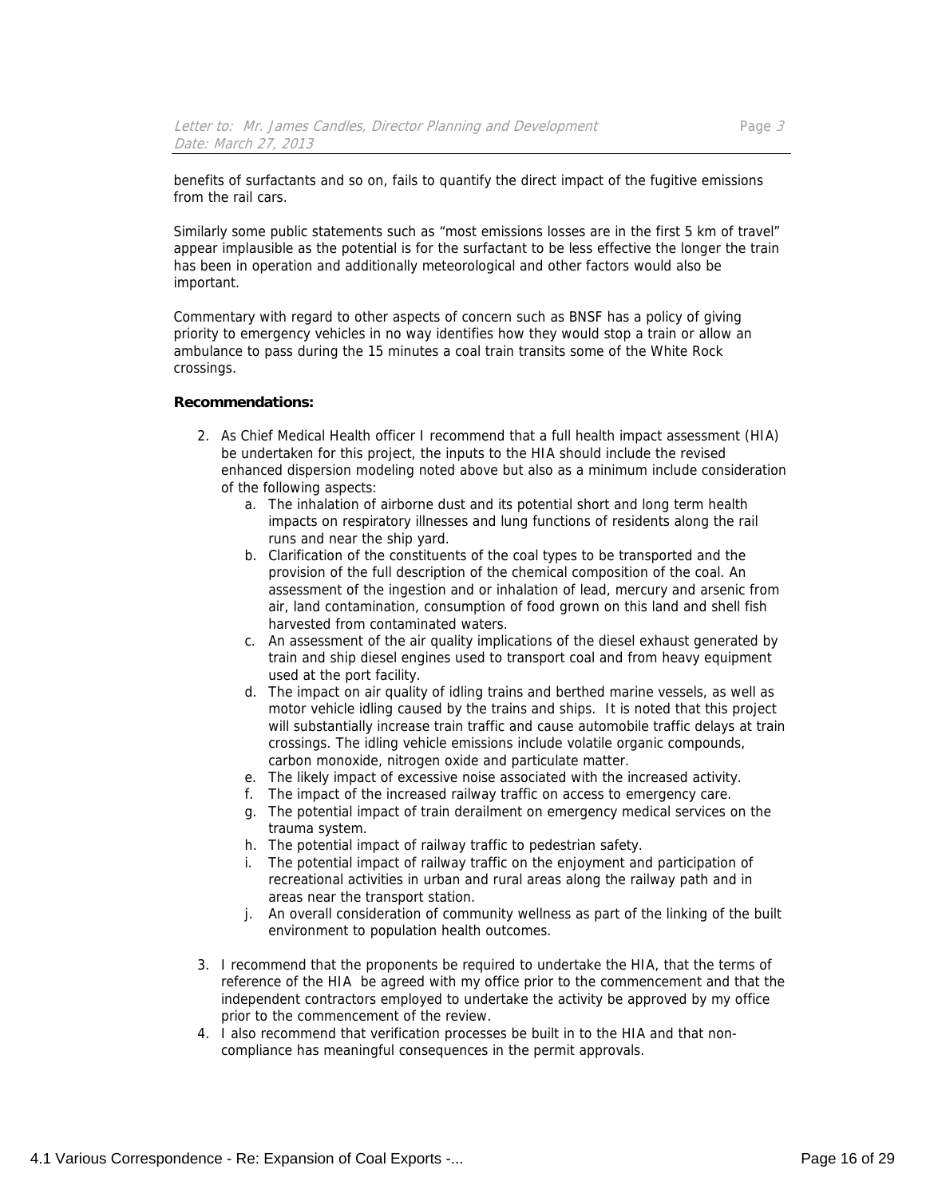benefits of surfactants and so on, fails to quantify the direct impact of the fugitive emissions from the rail cars.

Similarly some public statements such as "most emissions losses are in the first 5 km of travel" appear implausible as the potential is for the surfactant to be less effective the longer the train has been in operation and additionally meteorological and other factors would also be important.

Commentary with regard to other aspects of concern such as BNSF has a policy of giving priority to emergency vehicles in no way identifies how they would stop a train or allow an ambulance to pass during the 15 minutes a coal train transits some of the White Rock crossings.

**Recommendations:**

2. As Chief Medical Health officer I recommend that a full health impact assessment (HIA) be undertaken for this project, the inputs to the HIA should include the revised enhanced dispersion modeling noted above but also as a minimum include consideration of the following aspects:
    a. The inhalation of airborne dust and its potential short and long term health impacts on respiratory illnesses and lung functions of residents along the rail runs and near the ship yard.
    b. Clarification of the constituents of the coal types to be transported and the provision of the full description of the chemical composition of the coal. An assessment of the ingestion and or inhalation of lead, mercury and arsenic from air, land contamination, consumption of food grown on this land and shell fish harvested from contaminated waters.
    c. An assessment of the air quality implications of the diesel exhaust generated by train and ship diesel engines used to transport coal and from heavy equipment used at the port facility.
    d. The impact on air quality of idling trains and berthed marine vessels, as well as motor vehicle idling caused by the trains and ships. It is noted that this project will substantially increase train traffic and cause automobile traffic delays at train crossings. The idling vehicle emissions include volatile organic compounds, carbon monoxide, nitrogen oxide and particulate matter.
    e. The likely impact of excessive noise associated with the increased activity.
    f. The impact of the increased railway traffic on access to emergency care.
    g. The potential impact of train derailment on emergency medical services on the trauma system.
    h. The potential impact of railway traffic to pedestrian safety.
    i. The potential impact of railway traffic on the enjoyment and participation of recreational activities in urban and rural areas along the railway path and in areas near the transport station.
    j. An overall consideration of community wellness as part of the linking of the built environment to population health outcomes.
3. I recommend that the proponents be required to undertake the HIA, that the terms of reference of the HIA be agreed with my office prior to the commencement and that the independent contractors employed to undertake the activity be approved by my office prior to the commencement of the review.
4. I also recommend that verification processes be built in to the HIA and that non-compliance has meaningful consequences in the permit approvals.